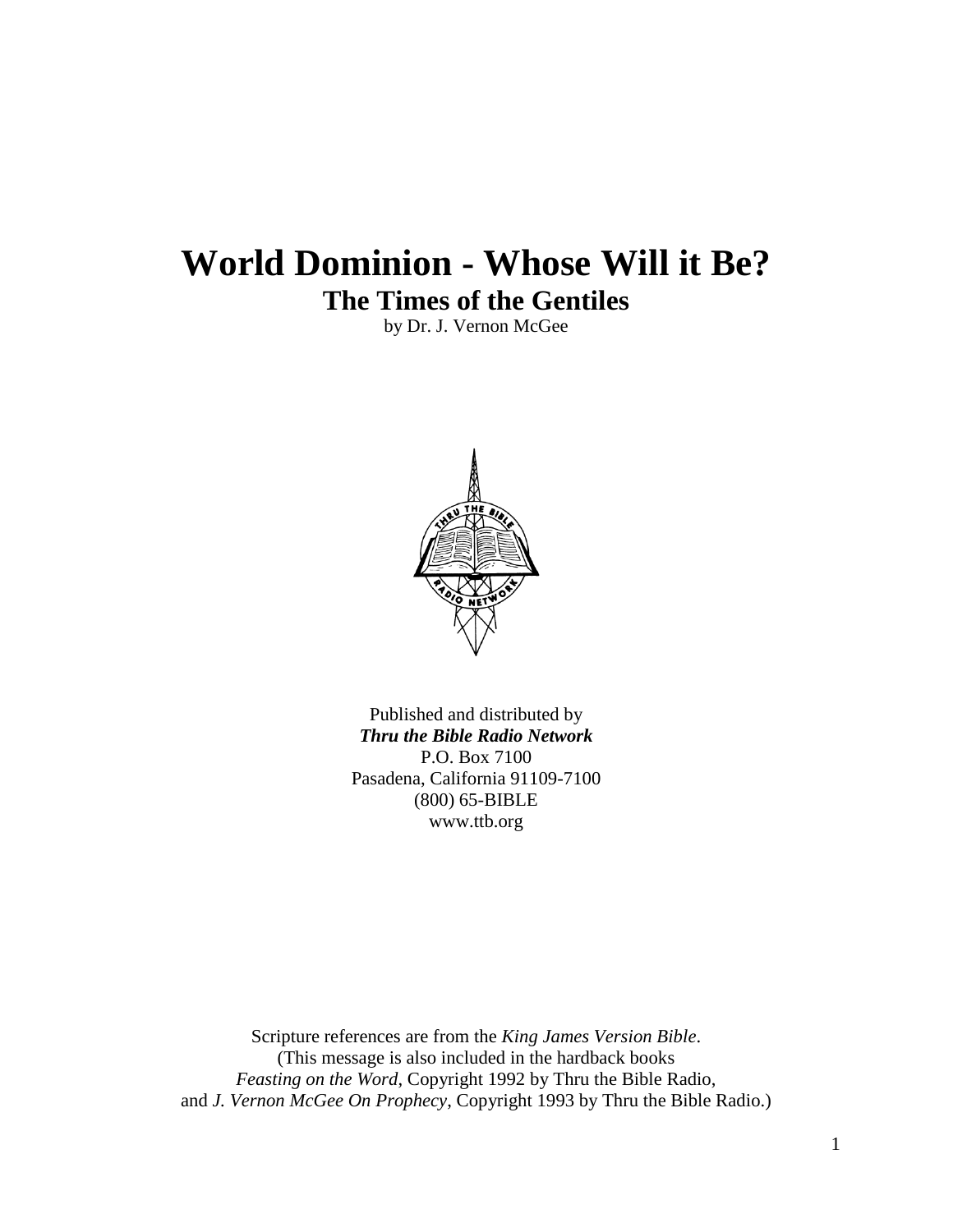# World Dominion - Whose Will it Be?

## The Times of the Gentiles

by Dr. J. Vernon McGee

Published and distributed by
***Thru the Bible Radio Network***
P.O. Box 7100
Pasadena, California 91109-7100
(800) 65-BIBLE
www.ttb.org

Scripture references are from the *King James Version Bible*.
(This message is also included in the hardback books
*Feasting on the Word*, Copyright 1992 by Thru the Bible Radio,
and *J. Vernon McGee On Prophecy*, Copyright 1993 by Thru the Bible Radio.)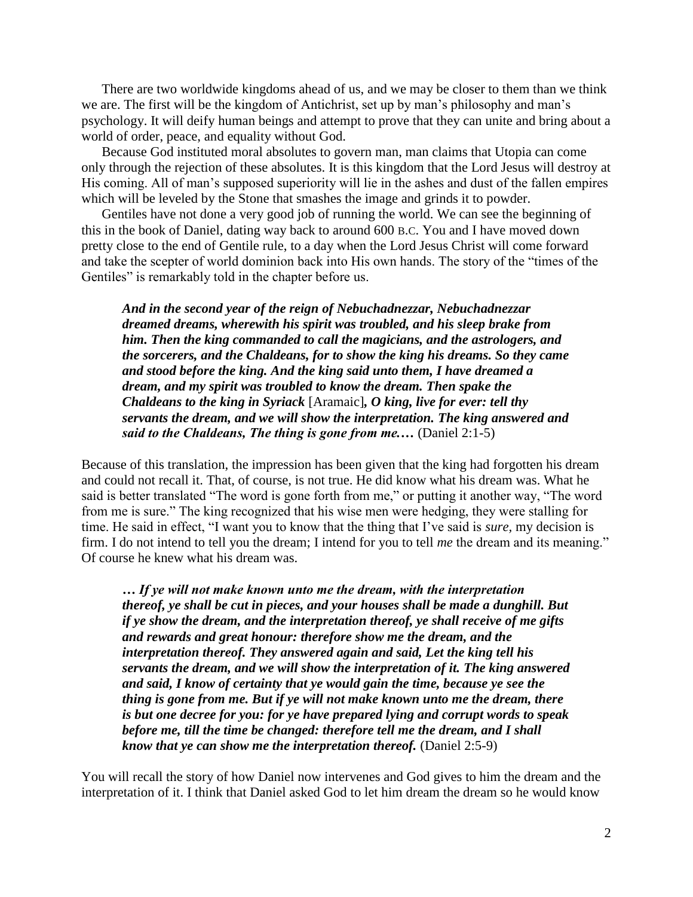There are two worldwide kingdoms ahead of us, and we may be closer to them than we think we are. The first will be the kingdom of Antichrist, set up by man's philosophy and man's psychology. It will deify human beings and attempt to prove that they can unite and bring about a world of order, peace, and equality without God.

Because God instituted moral absolutes to govern man, man claims that Utopia can come only through the rejection of these absolutes. It is this kingdom that the Lord Jesus will destroy at His coming. All of man's supposed superiority will lie in the ashes and dust of the fallen empires which will be leveled by the Stone that smashes the image and grinds it to powder.

Gentiles have not done a very good job of running the world. We can see the beginning of this in the book of Daniel, dating way back to around 600 B.C. You and I have moved down pretty close to the end of Gentile rule, to a day when the Lord Jesus Christ will come forward and take the scepter of world dominion back into His own hands. The story of the "times of the Gentiles" is remarkably told in the chapter before us.

> ***And in the second year of the reign of Nebuchadnezzar, Nebuchadnezzar dreamed dreams, wherewith his spirit was troubled, and his sleep brake from him. Then the king commanded to call the magicians, and the astrologers, and the sorcerers, and the Chaldeans, for to show the king his dreams. So they came and stood before the king. And the king said unto them, I have dreamed a dream, and my spirit was troubled to know the dream. Then spake the Chaldeans to the king in Syriack*** [Aramaic]***, O king, live for ever: tell thy servants the dream, and we will show the interpretation. The king answered and said to the Chaldeans, The thing is gone from me.…*** (Daniel 2:1-5)

Because of this translation, the impression has been given that the king had forgotten his dream and could not recall it. That, of course, is not true. He did know what his dream was. What he said is better translated "The word is gone forth from me," or putting it another way, "The word from me is sure." The king recognized that his wise men were hedging, they were stalling for time. He said in effect, "I want you to know that the thing that I've said is *sure,* my decision is firm. I do not intend to tell you the dream; I intend for you to tell *me* the dream and its meaning." Of course he knew what his dream was.

> ***… If ye will not make known unto me the dream, with the interpretation thereof, ye shall be cut in pieces, and your houses shall be made a dunghill. But if ye show the dream, and the interpretation thereof, ye shall receive of me gifts and rewards and great honour: therefore show me the dream, and the interpretation thereof. They answered again and said, Let the king tell his servants the dream, and we will show the interpretation of it. The king answered and said, I know of certainty that ye would gain the time, because ye see the thing is gone from me. But if ye will not make known unto me the dream, there is but one decree for you: for ye have prepared lying and corrupt words to speak before me, till the time be changed: therefore tell me the dream, and I shall know that ye can show me the interpretation thereof.*** (Daniel 2:5-9)

You will recall the story of how Daniel now intervenes and God gives to him the dream and the interpretation of it. I think that Daniel asked God to let him dream the dream so he would know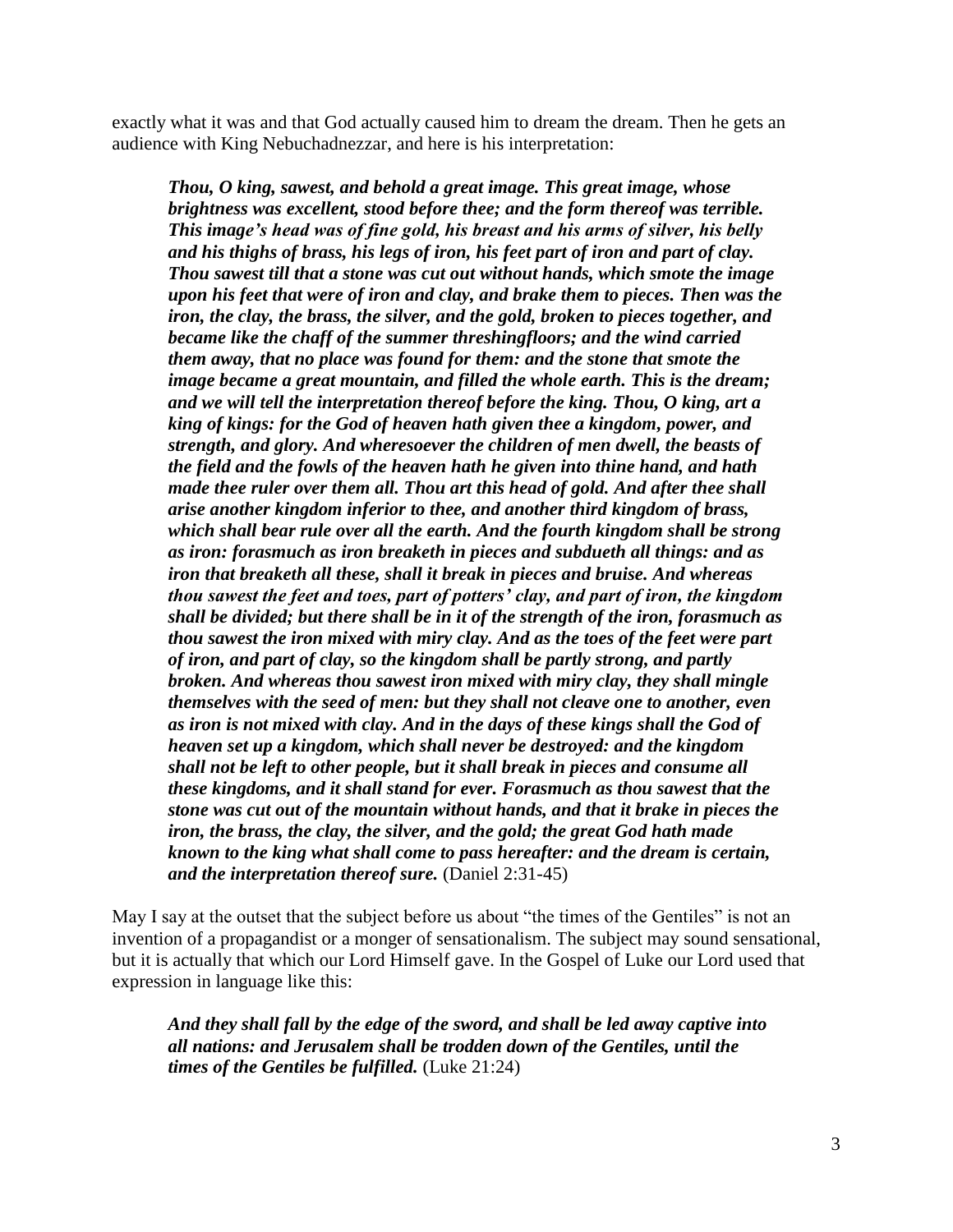exactly what it was and that God actually caused him to dream the dream. Then he gets an audience with King Nebuchadnezzar, and here is his interpretation:

> ***Thou, O king, sawest, and behold a great image. This great image, whose brightness was excellent, stood before thee; and the form thereof was terrible. This image's head was of fine gold, his breast and his arms of silver, his belly and his thighs of brass, his legs of iron, his feet part of iron and part of clay. Thou sawest till that a stone was cut out without hands, which smote the image upon his feet that were of iron and clay, and brake them to pieces. Then was the iron, the clay, the brass, the silver, and the gold, broken to pieces together, and became like the chaff of the summer threshingfloors; and the wind carried them away, that no place was found for them: and the stone that smote the image became a great mountain, and filled the whole earth. This is the dream; and we will tell the interpretation thereof before the king. Thou, O king, art a king of kings: for the God of heaven hath given thee a kingdom, power, and strength, and glory. And wheresoever the children of men dwell, the beasts of the field and the fowls of the heaven hath he given into thine hand, and hath made thee ruler over them all. Thou art this head of gold. And after thee shall arise another kingdom inferior to thee, and another third kingdom of brass, which shall bear rule over all the earth. And the fourth kingdom shall be strong as iron: forasmuch as iron breaketh in pieces and subdueth all things: and as iron that breaketh all these, shall it break in pieces and bruise. And whereas thou sawest the feet and toes, part of potters' clay, and part of iron, the kingdom shall be divided; but there shall be in it of the strength of the iron, forasmuch as thou sawest the iron mixed with miry clay. And as the toes of the feet were part of iron, and part of clay, so the kingdom shall be partly strong, and partly broken. And whereas thou sawest iron mixed with miry clay, they shall mingle themselves with the seed of men: but they shall not cleave one to another, even as iron is not mixed with clay. And in the days of these kings shall the God of heaven set up a kingdom, which shall never be destroyed: and the kingdom shall not be left to other people, but it shall break in pieces and consume all these kingdoms, and it shall stand for ever. Forasmuch as thou sawest that the stone was cut out of the mountain without hands, and that it brake in pieces the iron, the brass, the clay, the silver, and the gold; the great God hath made known to the king what shall come to pass hereafter: and the dream is certain, and the interpretation thereof sure.*** (Daniel 2:31-45)

May I say at the outset that the subject before us about "the times of the Gentiles" is not an invention of a propagandist or a monger of sensationalism. The subject may sound sensational, but it is actually that which our Lord Himself gave. In the Gospel of Luke our Lord used that expression in language like this:

> ***And they shall fall by the edge of the sword, and shall be led away captive into all nations: and Jerusalem shall be trodden down of the Gentiles, until the times of the Gentiles be fulfilled.*** (Luke 21:24)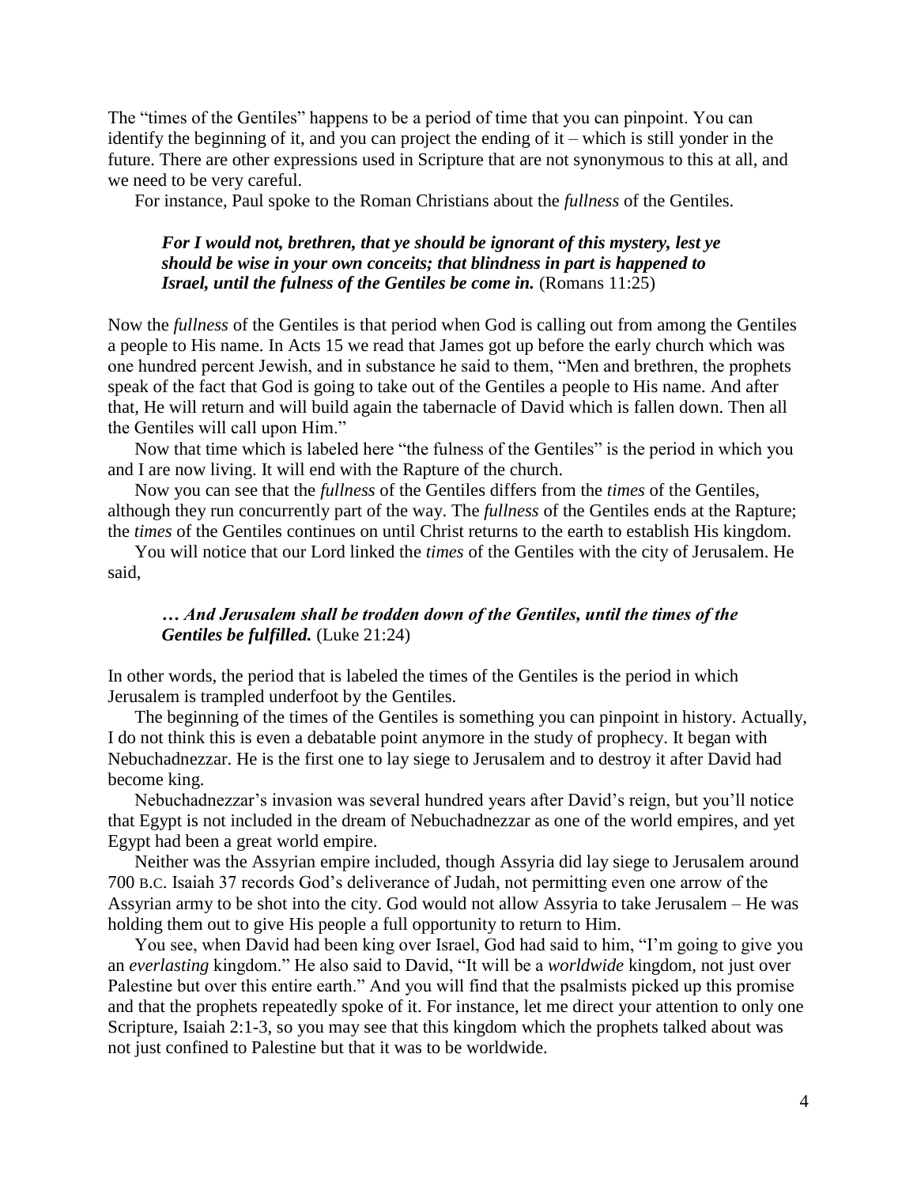The "times of the Gentiles" happens to be a period of time that you can pinpoint. You can identify the beginning of it, and you can project the ending of it – which is still yonder in the future. There are other expressions used in Scripture that are not synonymous to this at all, and we need to be very careful.

For instance, Paul spoke to the Roman Christians about the *fullness* of the Gentiles.

> ***For I would not, brethren, that ye should be ignorant of this mystery, lest ye should be wise in your own conceits; that blindness in part is happened to Israel, until the fulness of the Gentiles be come in.*** (Romans 11:25)

Now the *fullness* of the Gentiles is that period when God is calling out from among the Gentiles a people to His name. In Acts 15 we read that James got up before the early church which was one hundred percent Jewish, and in substance he said to them, "Men and brethren, the prophets speak of the fact that God is going to take out of the Gentiles a people to His name. And after that, He will return and will build again the tabernacle of David which is fallen down. Then all the Gentiles will call upon Him."

Now that time which is labeled here "the fulness of the Gentiles" is the period in which you and I are now living. It will end with the Rapture of the church.

Now you can see that the *fullness* of the Gentiles differs from the *times* of the Gentiles, although they run concurrently part of the way. The *fullness* of the Gentiles ends at the Rapture; the *times* of the Gentiles continues on until Christ returns to the earth to establish His kingdom.

You will notice that our Lord linked the *times* of the Gentiles with the city of Jerusalem. He said,

> ***… And Jerusalem shall be trodden down of the Gentiles, until the times of the Gentiles be fulfilled.*** (Luke 21:24)

In other words, the period that is labeled the times of the Gentiles is the period in which Jerusalem is trampled underfoot by the Gentiles.

The beginning of the times of the Gentiles is something you can pinpoint in history. Actually, I do not think this is even a debatable point anymore in the study of prophecy. It began with Nebuchadnezzar. He is the first one to lay siege to Jerusalem and to destroy it after David had become king.

Nebuchadnezzar's invasion was several hundred years after David's reign, but you'll notice that Egypt is not included in the dream of Nebuchadnezzar as one of the world empires, and yet Egypt had been a great world empire.

Neither was the Assyrian empire included, though Assyria did lay siege to Jerusalem around 700 B.C. Isaiah 37 records God's deliverance of Judah, not permitting even one arrow of the Assyrian army to be shot into the city. God would not allow Assyria to take Jerusalem – He was holding them out to give His people a full opportunity to return to Him.

You see, when David had been king over Israel, God had said to him, "I'm going to give you an *everlasting* kingdom." He also said to David, "It will be a *worldwide* kingdom, not just over Palestine but over this entire earth." And you will find that the psalmists picked up this promise and that the prophets repeatedly spoke of it. For instance, let me direct your attention to only one Scripture, Isaiah 2:1-3, so you may see that this kingdom which the prophets talked about was not just confined to Palestine but that it was to be worldwide.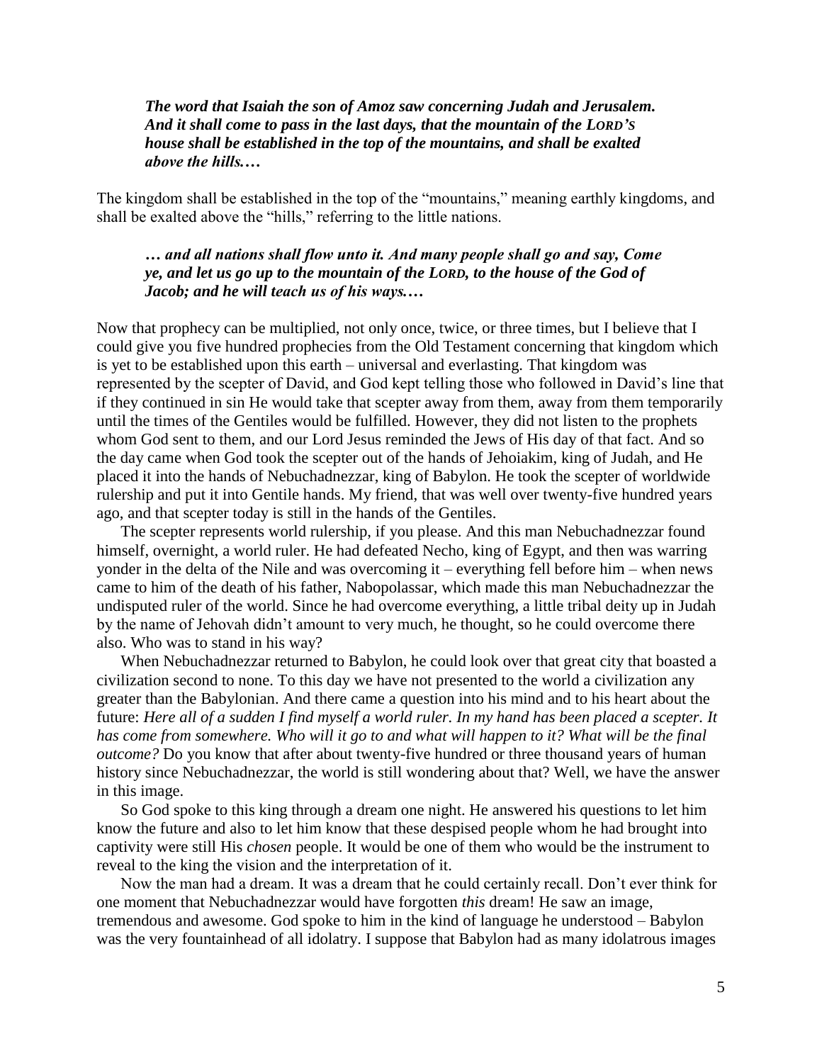> ***The word that Isaiah the son of Amoz saw concerning Judah and Jerusalem. And it shall come to pass in the last days, that the mountain of the LORD'S house shall be established in the top of the mountains, and shall be exalted above the hills.…***

The kingdom shall be established in the top of the "mountains," meaning earthly kingdoms, and shall be exalted above the "hills," referring to the little nations.

> ***… and all nations shall flow unto it. And many people shall go and say, Come ye, and let us go up to the mountain of the LORD, to the house of the God of Jacob; and he will teach us of his ways.…***

Now that prophecy can be multiplied, not only once, twice, or three times, but I believe that I could give you five hundred prophecies from the Old Testament concerning that kingdom which is yet to be established upon this earth – universal and everlasting. That kingdom was represented by the scepter of David, and God kept telling those who followed in David's line that if they continued in sin He would take that scepter away from them, away from them temporarily until the times of the Gentiles would be fulfilled. However, they did not listen to the prophets whom God sent to them, and our Lord Jesus reminded the Jews of His day of that fact. And so the day came when God took the scepter out of the hands of Jehoiakim, king of Judah, and He placed it into the hands of Nebuchadnezzar, king of Babylon. He took the scepter of worldwide rulership and put it into Gentile hands. My friend, that was well over twenty-five hundred years ago, and that scepter today is still in the hands of the Gentiles.

The scepter represents world rulership, if you please. And this man Nebuchadnezzar found himself, overnight, a world ruler. He had defeated Necho, king of Egypt, and then was warring yonder in the delta of the Nile and was overcoming it – everything fell before him – when news came to him of the death of his father, Nabopolassar, which made this man Nebuchadnezzar the undisputed ruler of the world. Since he had overcome everything, a little tribal deity up in Judah by the name of Jehovah didn't amount to very much, he thought, so he could overcome there also. Who was to stand in his way?

When Nebuchadnezzar returned to Babylon, he could look over that great city that boasted a civilization second to none. To this day we have not presented to the world a civilization any greater than the Babylonian. And there came a question into his mind and to his heart about the future: *Here all of a sudden I find myself a world ruler. In my hand has been placed a scepter. It has come from somewhere. Who will it go to and what will happen to it? What will be the final outcome?* Do you know that after about twenty-five hundred or three thousand years of human history since Nebuchadnezzar, the world is still wondering about that? Well, we have the answer in this image.

So God spoke to this king through a dream one night. He answered his questions to let him know the future and also to let him know that these despised people whom he had brought into captivity were still His *chosen* people. It would be one of them who would be the instrument to reveal to the king the vision and the interpretation of it.

Now the man had a dream. It was a dream that he could certainly recall. Don't ever think for one moment that Nebuchadnezzar would have forgotten *this* dream! He saw an image, tremendous and awesome. God spoke to him in the kind of language he understood – Babylon was the very fountainhead of all idolatry. I suppose that Babylon had as many idolatrous images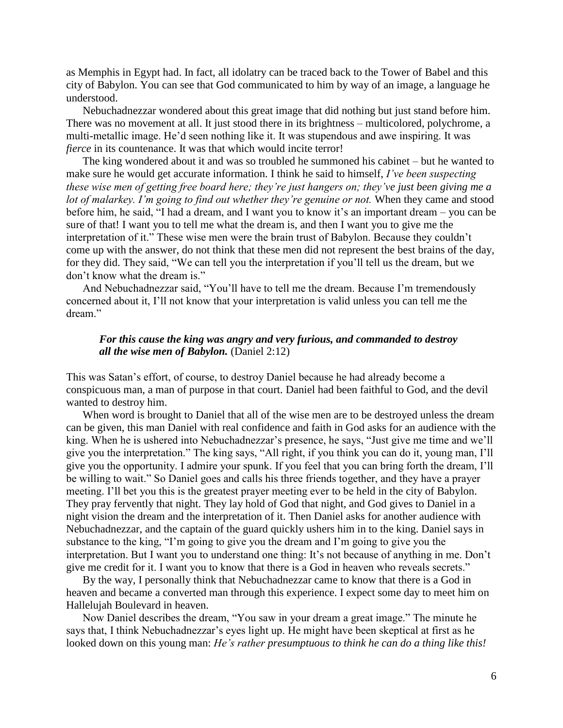as Memphis in Egypt had. In fact, all idolatry can be traced back to the Tower of Babel and this city of Babylon. You can see that God communicated to him by way of an image, a language he understood.

Nebuchadnezzar wondered about this great image that did nothing but just stand before him. There was no movement at all. It just stood there in its brightness – multicolored, polychrome, a multi-metallic image. He'd seen nothing like it. It was stupendous and awe inspiring. It was *fierce* in its countenance. It was that which would incite terror!

The king wondered about it and was so troubled he summoned his cabinet – but he wanted to make sure he would get accurate information. I think he said to himself, *I've been suspecting these wise men of getting free board here; they're just hangers on; they've just been giving me a lot of malarkey. I'm going to find out whether they're genuine or not.* When they came and stood before him, he said, "I had a dream, and I want you to know it's an important dream – you can be sure of that! I want you to tell me what the dream is, and then I want you to give me the interpretation of it." These wise men were the brain trust of Babylon. Because they couldn't come up with the answer, do not think that these men did not represent the best brains of the day, for they did. They said, "We can tell you the interpretation if you'll tell us the dream, but we don't know what the dream is."

And Nebuchadnezzar said, "You'll have to tell me the dream. Because I'm tremendously concerned about it, I'll not know that your interpretation is valid unless you can tell me the dream."

> ***For this cause the king was angry and very furious, and commanded to destroy all the wise men of Babylon.*** (Daniel 2:12)

This was Satan's effort, of course, to destroy Daniel because he had already become a conspicuous man, a man of purpose in that court. Daniel had been faithful to God, and the devil wanted to destroy him.

When word is brought to Daniel that all of the wise men are to be destroyed unless the dream can be given, this man Daniel with real confidence and faith in God asks for an audience with the king. When he is ushered into Nebuchadnezzar's presence, he says, "Just give me time and we'll give you the interpretation." The king says, "All right, if you think you can do it, young man, I'll give you the opportunity. I admire your spunk. If you feel that you can bring forth the dream, I'll be willing to wait." So Daniel goes and calls his three friends together, and they have a prayer meeting. I'll bet you this is the greatest prayer meeting ever to be held in the city of Babylon. They pray fervently that night. They lay hold of God that night, and God gives to Daniel in a night vision the dream and the interpretation of it. Then Daniel asks for another audience with Nebuchadnezzar, and the captain of the guard quickly ushers him in to the king. Daniel says in substance to the king, "I'm going to give you the dream and I'm going to give you the interpretation. But I want you to understand one thing: It's not because of anything in me. Don't give me credit for it. I want you to know that there is a God in heaven who reveals secrets."

By the way, I personally think that Nebuchadnezzar came to know that there is a God in heaven and became a converted man through this experience. I expect some day to meet him on Hallelujah Boulevard in heaven.

Now Daniel describes the dream, "You saw in your dream a great image." The minute he says that, I think Nebuchadnezzar's eyes light up. He might have been skeptical at first as he looked down on this young man: *He's rather presumptuous to think he can do a thing like this!*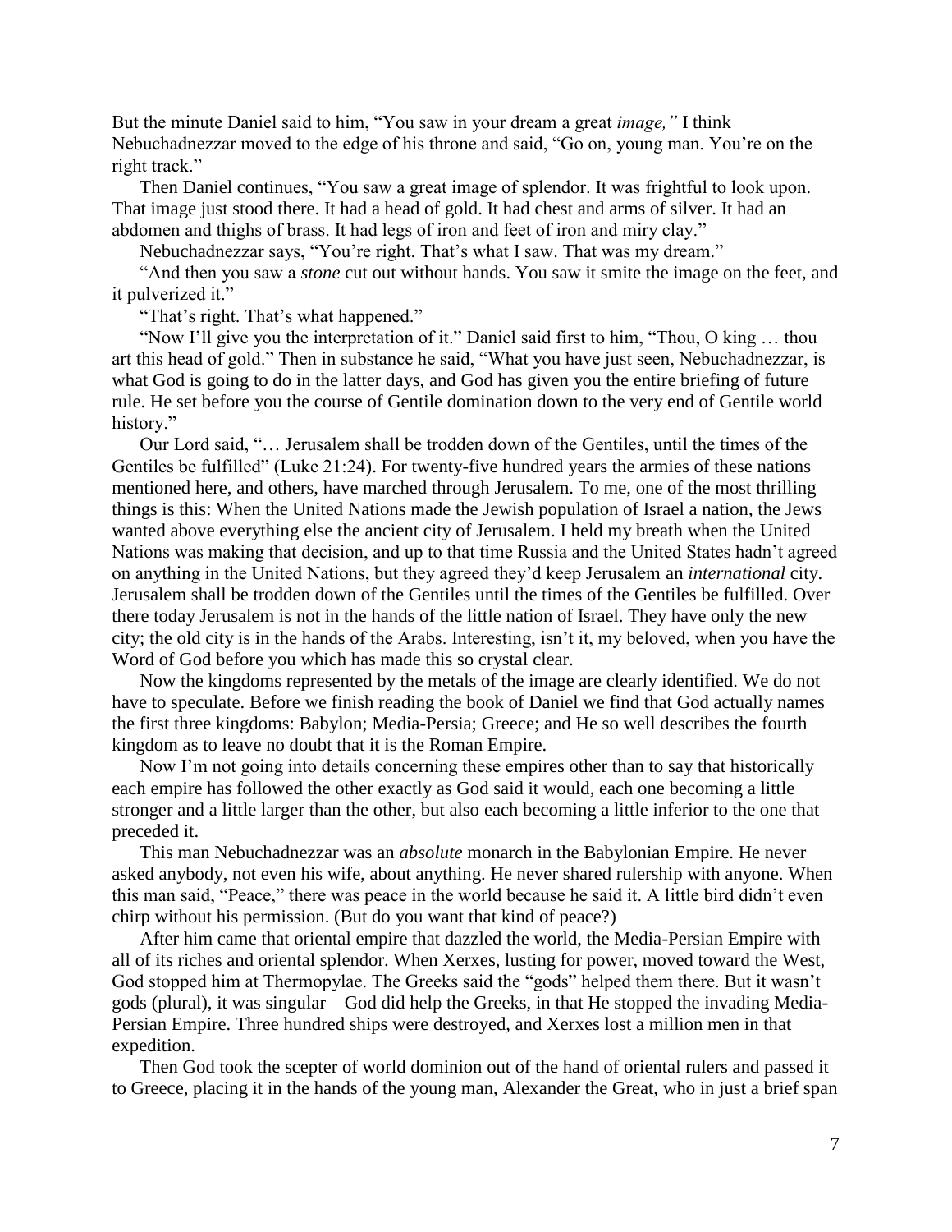But the minute Daniel said to him, "You saw in your dream a great *image,"* I think Nebuchadnezzar moved to the edge of his throne and said, "Go on, young man. You're on the right track."

Then Daniel continues, "You saw a great image of splendor. It was frightful to look upon. That image just stood there. It had a head of gold. It had chest and arms of silver. It had an abdomen and thighs of brass. It had legs of iron and feet of iron and miry clay."

Nebuchadnezzar says, "You're right. That's what I saw. That was my dream."

"And then you saw a *stone* cut out without hands. You saw it smite the image on the feet, and it pulverized it."

"That's right. That's what happened."

"Now I'll give you the interpretation of it." Daniel said first to him, "Thou, O king … thou art this head of gold." Then in substance he said, "What you have just seen, Nebuchadnezzar, is what God is going to do in the latter days, and God has given you the entire briefing of future rule. He set before you the course of Gentile domination down to the very end of Gentile world history."

Our Lord said, "… Jerusalem shall be trodden down of the Gentiles, until the times of the Gentiles be fulfilled" (Luke 21:24). For twenty-five hundred years the armies of these nations mentioned here, and others, have marched through Jerusalem. To me, one of the most thrilling things is this: When the United Nations made the Jewish population of Israel a nation, the Jews wanted above everything else the ancient city of Jerusalem. I held my breath when the United Nations was making that decision, and up to that time Russia and the United States hadn't agreed on anything in the United Nations, but they agreed they'd keep Jerusalem an *international* city. Jerusalem shall be trodden down of the Gentiles until the times of the Gentiles be fulfilled. Over there today Jerusalem is not in the hands of the little nation of Israel. They have only the new city; the old city is in the hands of the Arabs. Interesting, isn't it, my beloved, when you have the Word of God before you which has made this so crystal clear.

Now the kingdoms represented by the metals of the image are clearly identified. We do not have to speculate. Before we finish reading the book of Daniel we find that God actually names the first three kingdoms: Babylon; Media-Persia; Greece; and He so well describes the fourth kingdom as to leave no doubt that it is the Roman Empire.

Now I'm not going into details concerning these empires other than to say that historically each empire has followed the other exactly as God said it would, each one becoming a little stronger and a little larger than the other, but also each becoming a little inferior to the one that preceded it.

This man Nebuchadnezzar was an *absolute* monarch in the Babylonian Empire. He never asked anybody, not even his wife, about anything. He never shared rulership with anyone. When this man said, "Peace," there was peace in the world because he said it. A little bird didn't even chirp without his permission. (But do you want that kind of peace?)

After him came that oriental empire that dazzled the world, the Media-Persian Empire with all of its riches and oriental splendor. When Xerxes, lusting for power, moved toward the West, God stopped him at Thermopylae. The Greeks said the "gods" helped them there. But it wasn't gods (plural), it was singular – God did help the Greeks, in that He stopped the invading Media-Persian Empire. Three hundred ships were destroyed, and Xerxes lost a million men in that expedition.

Then God took the scepter of world dominion out of the hand of oriental rulers and passed it to Greece, placing it in the hands of the young man, Alexander the Great, who in just a brief span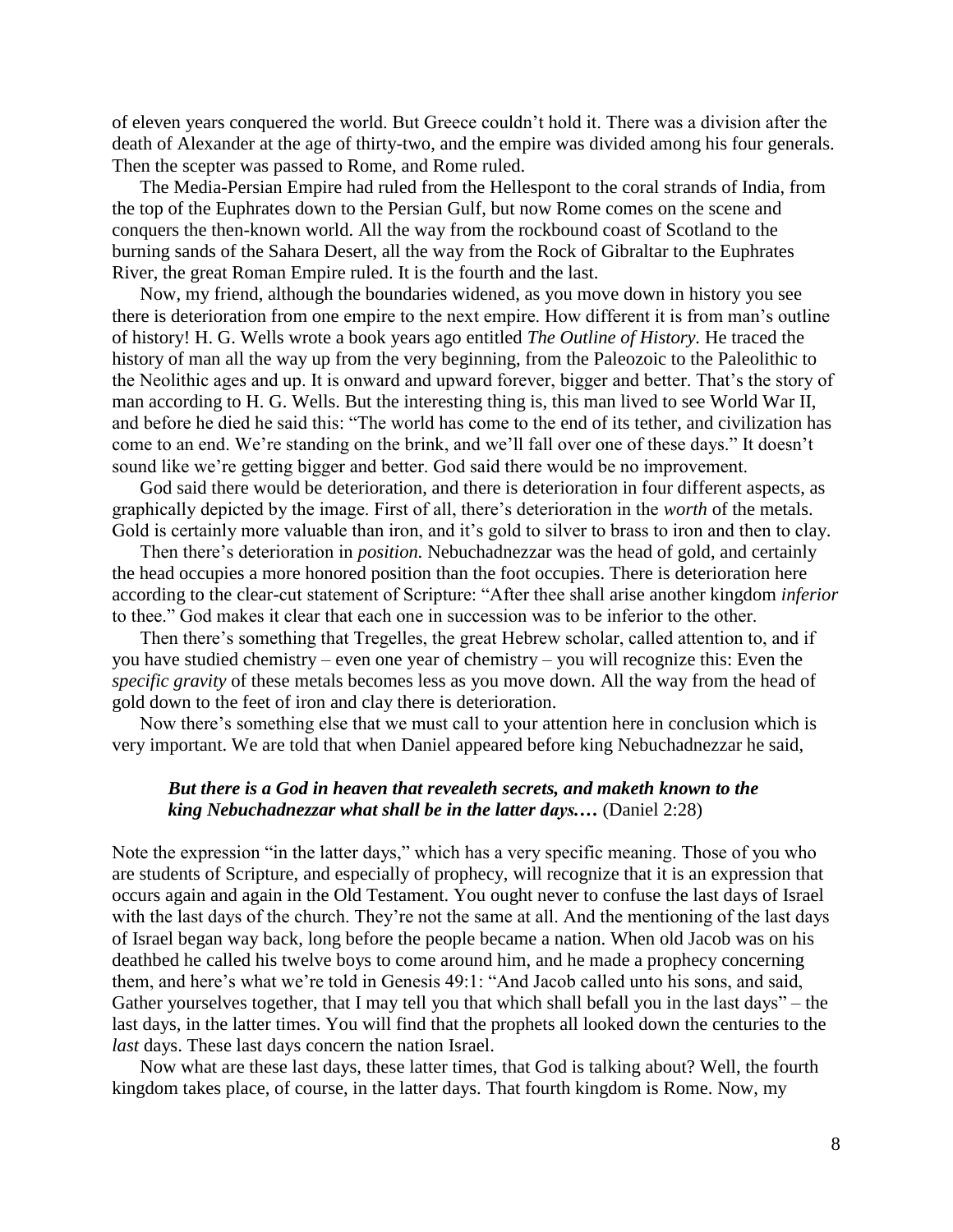of eleven years conquered the world. But Greece couldn't hold it. There was a division after the death of Alexander at the age of thirty-two, and the empire was divided among his four generals. Then the scepter was passed to Rome, and Rome ruled.

The Media-Persian Empire had ruled from the Hellespont to the coral strands of India, from the top of the Euphrates down to the Persian Gulf, but now Rome comes on the scene and conquers the then-known world. All the way from the rockbound coast of Scotland to the burning sands of the Sahara Desert, all the way from the Rock of Gibraltar to the Euphrates River, the great Roman Empire ruled. It is the fourth and the last.

Now, my friend, although the boundaries widened, as you move down in history you see there is deterioration from one empire to the next empire. How different it is from man's outline of history! H. G. Wells wrote a book years ago entitled *The Outline of History*. He traced the history of man all the way up from the very beginning, from the Paleozoic to the Paleolithic to the Neolithic ages and up. It is onward and upward forever, bigger and better. That's the story of man according to H. G. Wells. But the interesting thing is, this man lived to see World War II, and before he died he said this: "The world has come to the end of its tether, and civilization has come to an end. We're standing on the brink, and we'll fall over one of these days." It doesn't sound like we're getting bigger and better. God said there would be no improvement.

God said there would be deterioration, and there is deterioration in four different aspects, as graphically depicted by the image. First of all, there's deterioration in the *worth* of the metals. Gold is certainly more valuable than iron, and it's gold to silver to brass to iron and then to clay.

Then there's deterioration in *position.* Nebuchadnezzar was the head of gold, and certainly the head occupies a more honored position than the foot occupies. There is deterioration here according to the clear-cut statement of Scripture: "After thee shall arise another kingdom *inferior* to thee." God makes it clear that each one in succession was to be inferior to the other.

Then there's something that Tregelles, the great Hebrew scholar, called attention to, and if you have studied chemistry – even one year of chemistry – you will recognize this: Even the *specific gravity* of these metals becomes less as you move down. All the way from the head of gold down to the feet of iron and clay there is deterioration.

Now there's something else that we must call to your attention here in conclusion which is very important. We are told that when Daniel appeared before king Nebuchadnezzar he said,

> ***But there is a God in heaven that revealeth secrets, and maketh known to the king Nebuchadnezzar what shall be in the latter days.…*** (Daniel 2:28)

Note the expression "in the latter days," which has a very specific meaning. Those of you who are students of Scripture, and especially of prophecy, will recognize that it is an expression that occurs again and again in the Old Testament. You ought never to confuse the last days of Israel with the last days of the church. They're not the same at all. And the mentioning of the last days of Israel began way back, long before the people became a nation. When old Jacob was on his deathbed he called his twelve boys to come around him, and he made a prophecy concerning them, and here's what we're told in Genesis 49:1: "And Jacob called unto his sons, and said, Gather yourselves together, that I may tell you that which shall befall you in the last days" – the last days, in the latter times. You will find that the prophets all looked down the centuries to the *last* days. These last days concern the nation Israel.

Now what are these last days, these latter times, that God is talking about? Well, the fourth kingdom takes place, of course, in the latter days. That fourth kingdom is Rome. Now, my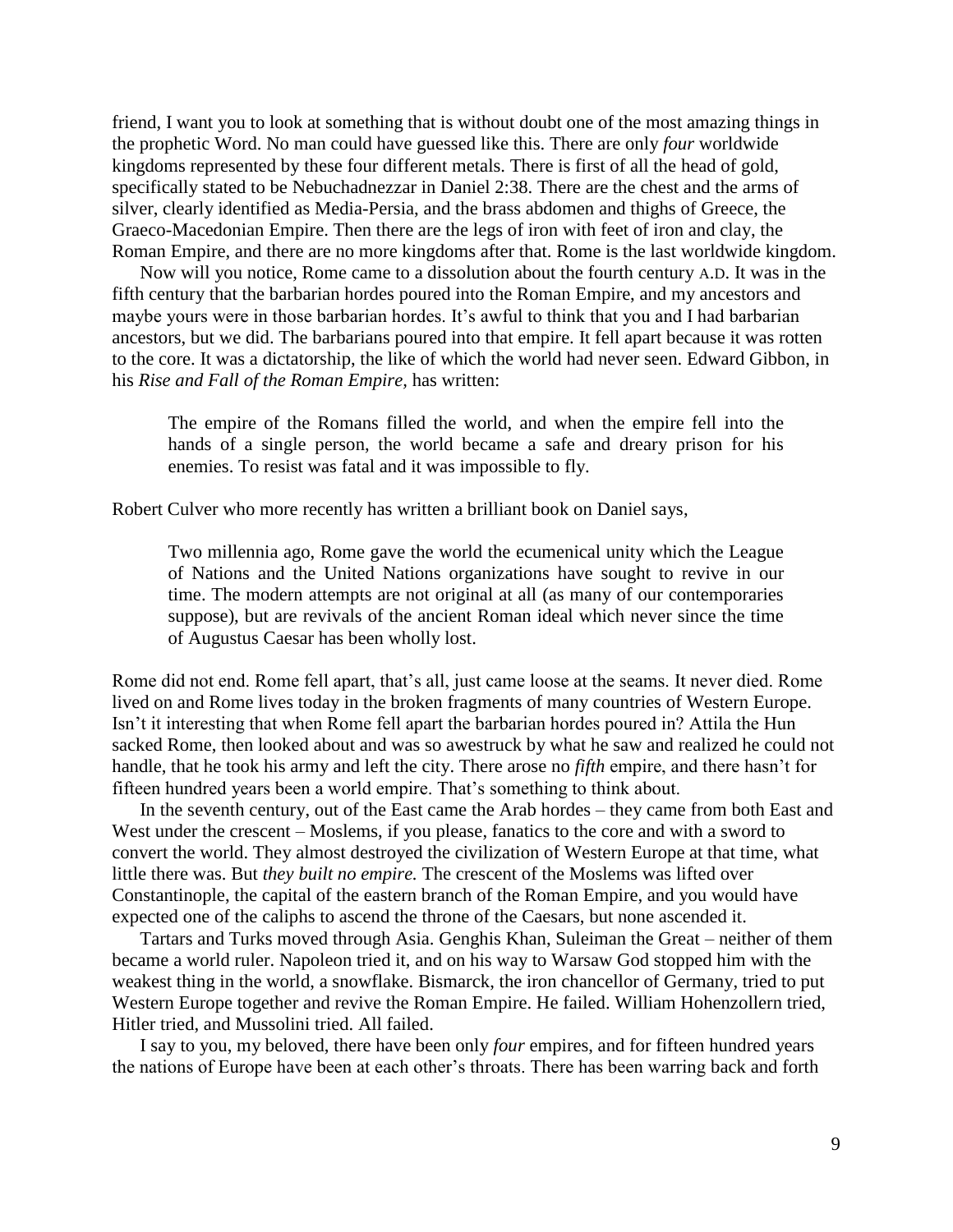friend, I want you to look at something that is without doubt one of the most amazing things in the prophetic Word. No man could have guessed like this. There are only *four* worldwide kingdoms represented by these four different metals. There is first of all the head of gold, specifically stated to be Nebuchadnezzar in Daniel 2:38. There are the chest and the arms of silver, clearly identified as Media-Persia, and the brass abdomen and thighs of Greece, the Graeco-Macedonian Empire. Then there are the legs of iron with feet of iron and clay, the Roman Empire, and there are no more kingdoms after that. Rome is the last worldwide kingdom.

Now will you notice, Rome came to a dissolution about the fourth century A.D. It was in the fifth century that the barbarian hordes poured into the Roman Empire, and my ancestors and maybe yours were in those barbarian hordes. It's awful to think that you and I had barbarian ancestors, but we did. The barbarians poured into that empire. It fell apart because it was rotten to the core. It was a dictatorship, the like of which the world had never seen. Edward Gibbon, in his *Rise and Fall of the Roman Empire*, has written:

> The empire of the Romans filled the world, and when the empire fell into the hands of a single person, the world became a safe and dreary prison for his enemies. To resist was fatal and it was impossible to fly.

Robert Culver who more recently has written a brilliant book on Daniel says,

> Two millennia ago, Rome gave the world the ecumenical unity which the League of Nations and the United Nations organizations have sought to revive in our time. The modern attempts are not original at all (as many of our contemporaries suppose), but are revivals of the ancient Roman ideal which never since the time of Augustus Caesar has been wholly lost.

Rome did not end. Rome fell apart, that's all, just came loose at the seams. It never died. Rome lived on and Rome lives today in the broken fragments of many countries of Western Europe. Isn't it interesting that when Rome fell apart the barbarian hordes poured in? Attila the Hun sacked Rome, then looked about and was so awestruck by what he saw and realized he could not handle, that he took his army and left the city. There arose no *fifth* empire, and there hasn't for fifteen hundred years been a world empire. That's something to think about.

In the seventh century, out of the East came the Arab hordes – they came from both East and West under the crescent – Moslems, if you please, fanatics to the core and with a sword to convert the world. They almost destroyed the civilization of Western Europe at that time, what little there was. But *they built no empire.* The crescent of the Moslems was lifted over Constantinople, the capital of the eastern branch of the Roman Empire, and you would have expected one of the caliphs to ascend the throne of the Caesars, but none ascended it.

Tartars and Turks moved through Asia. Genghis Khan, Suleiman the Great – neither of them became a world ruler. Napoleon tried it, and on his way to Warsaw God stopped him with the weakest thing in the world, a snowflake. Bismarck, the iron chancellor of Germany, tried to put Western Europe together and revive the Roman Empire. He failed. William Hohenzollern tried, Hitler tried, and Mussolini tried. All failed.

I say to you, my beloved, there have been only *four* empires, and for fifteen hundred years the nations of Europe have been at each other's throats. There has been warring back and forth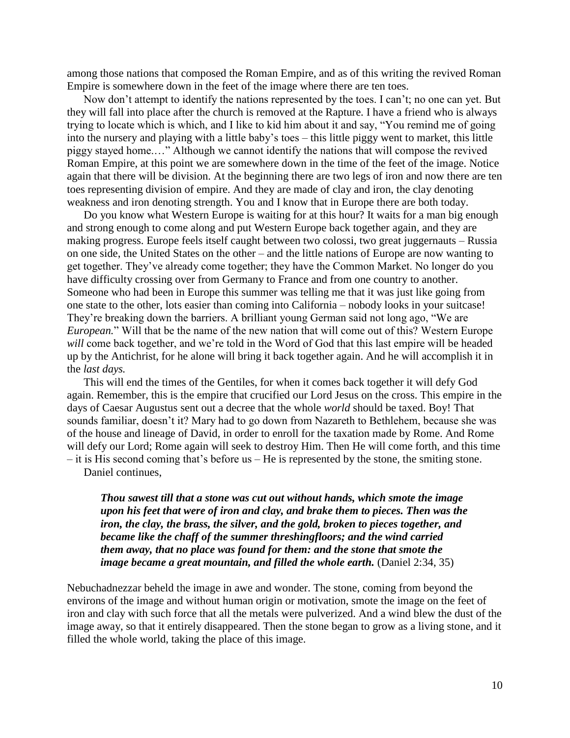among those nations that composed the Roman Empire, and as of this writing the revived Roman Empire is somewhere down in the feet of the image where there are ten toes.

Now don't attempt to identify the nations represented by the toes. I can't; no one can yet. But they will fall into place after the church is removed at the Rapture. I have a friend who is always trying to locate which is which, and I like to kid him about it and say, "You remind me of going into the nursery and playing with a little baby's toes – this little piggy went to market, this little piggy stayed home.…" Although we cannot identify the nations that will compose the revived Roman Empire, at this point we are somewhere down in the time of the feet of the image. Notice again that there will be division. At the beginning there are two legs of iron and now there are ten toes representing division of empire. And they are made of clay and iron, the clay denoting weakness and iron denoting strength. You and I know that in Europe there are both today.

Do you know what Western Europe is waiting for at this hour? It waits for a man big enough and strong enough to come along and put Western Europe back together again, and they are making progress. Europe feels itself caught between two colossi, two great juggernauts – Russia on one side, the United States on the other – and the little nations of Europe are now wanting to get together. They've already come together; they have the Common Market. No longer do you have difficulty crossing over from Germany to France and from one country to another. Someone who had been in Europe this summer was telling me that it was just like going from one state to the other, lots easier than coming into California – nobody looks in your suitcase! They're breaking down the barriers. A brilliant young German said not long ago, "We are *European.*" Will that be the name of the new nation that will come out of this? Western Europe *will* come back together, and we're told in the Word of God that this last empire will be headed up by the Antichrist, for he alone will bring it back together again. And he will accomplish it in the *last days.*

This will end the times of the Gentiles, for when it comes back together it will defy God again. Remember, this is the empire that crucified our Lord Jesus on the cross. This empire in the days of Caesar Augustus sent out a decree that the whole *world* should be taxed. Boy! That sounds familiar, doesn't it? Mary had to go down from Nazareth to Bethlehem, because she was of the house and lineage of David, in order to enroll for the taxation made by Rome. And Rome will defy our Lord; Rome again will seek to destroy Him. Then He will come forth, and this time – it is His second coming that's before us – He is represented by the stone, the smiting stone.

Daniel continues,

> ***Thou sawest till that a stone was cut out without hands, which smote the image upon his feet that were of iron and clay, and brake them to pieces. Then was the iron, the clay, the brass, the silver, and the gold, broken to pieces together, and became like the chaff of the summer threshingfloors; and the wind carried them away, that no place was found for them: and the stone that smote the image became a great mountain, and filled the whole earth.*** (Daniel 2:34, 35)

Nebuchadnezzar beheld the image in awe and wonder. The stone, coming from beyond the environs of the image and without human origin or motivation, smote the image on the feet of iron and clay with such force that all the metals were pulverized. And a wind blew the dust of the image away, so that it entirely disappeared. Then the stone began to grow as a living stone, and it filled the whole world, taking the place of this image.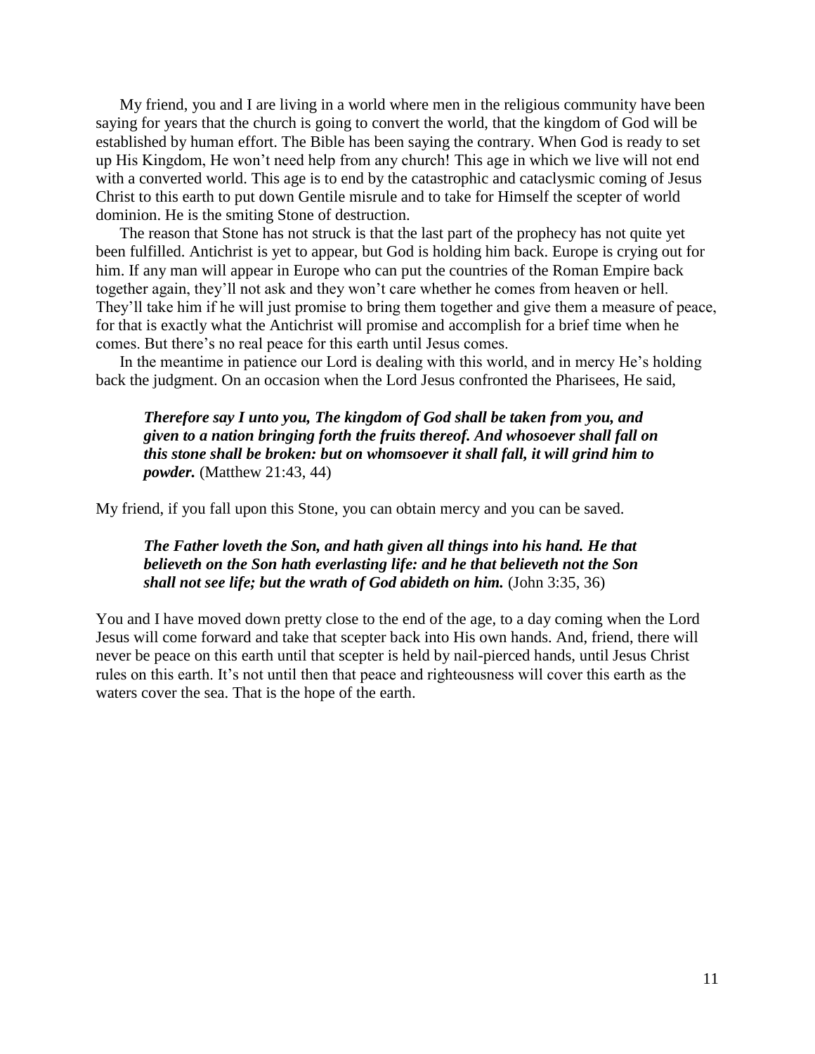My friend, you and I are living in a world where men in the religious community have been saying for years that the church is going to convert the world, that the kingdom of God will be established by human effort. The Bible has been saying the contrary. When God is ready to set up His Kingdom, He won't need help from any church! This age in which we live will not end with a converted world. This age is to end by the catastrophic and cataclysmic coming of Jesus Christ to this earth to put down Gentile misrule and to take for Himself the scepter of world dominion. He is the smiting Stone of destruction.

The reason that Stone has not struck is that the last part of the prophecy has not quite yet been fulfilled. Antichrist is yet to appear, but God is holding him back. Europe is crying out for him. If any man will appear in Europe who can put the countries of the Roman Empire back together again, they'll not ask and they won't care whether he comes from heaven or hell. They'll take him if he will just promise to bring them together and give them a measure of peace, for that is exactly what the Antichrist will promise and accomplish for a brief time when he comes. But there's no real peace for this earth until Jesus comes.

In the meantime in patience our Lord is dealing with this world, and in mercy He's holding back the judgment. On an occasion when the Lord Jesus confronted the Pharisees, He said,

> ***Therefore say I unto you, The kingdom of God shall be taken from you, and given to a nation bringing forth the fruits thereof. And whosoever shall fall on this stone shall be broken: but on whomsoever it shall fall, it will grind him to powder.*** (Matthew 21:43, 44)

My friend, if you fall upon this Stone, you can obtain mercy and you can be saved.

> ***The Father loveth the Son, and hath given all things into his hand. He that believeth on the Son hath everlasting life: and he that believeth not the Son shall not see life; but the wrath of God abideth on him.*** (John 3:35, 36)

You and I have moved down pretty close to the end of the age, to a day coming when the Lord Jesus will come forward and take that scepter back into His own hands. And, friend, there will never be peace on this earth until that scepter is held by nail-pierced hands, until Jesus Christ rules on this earth. It's not until then that peace and righteousness will cover this earth as the waters cover the sea. That is the hope of the earth.